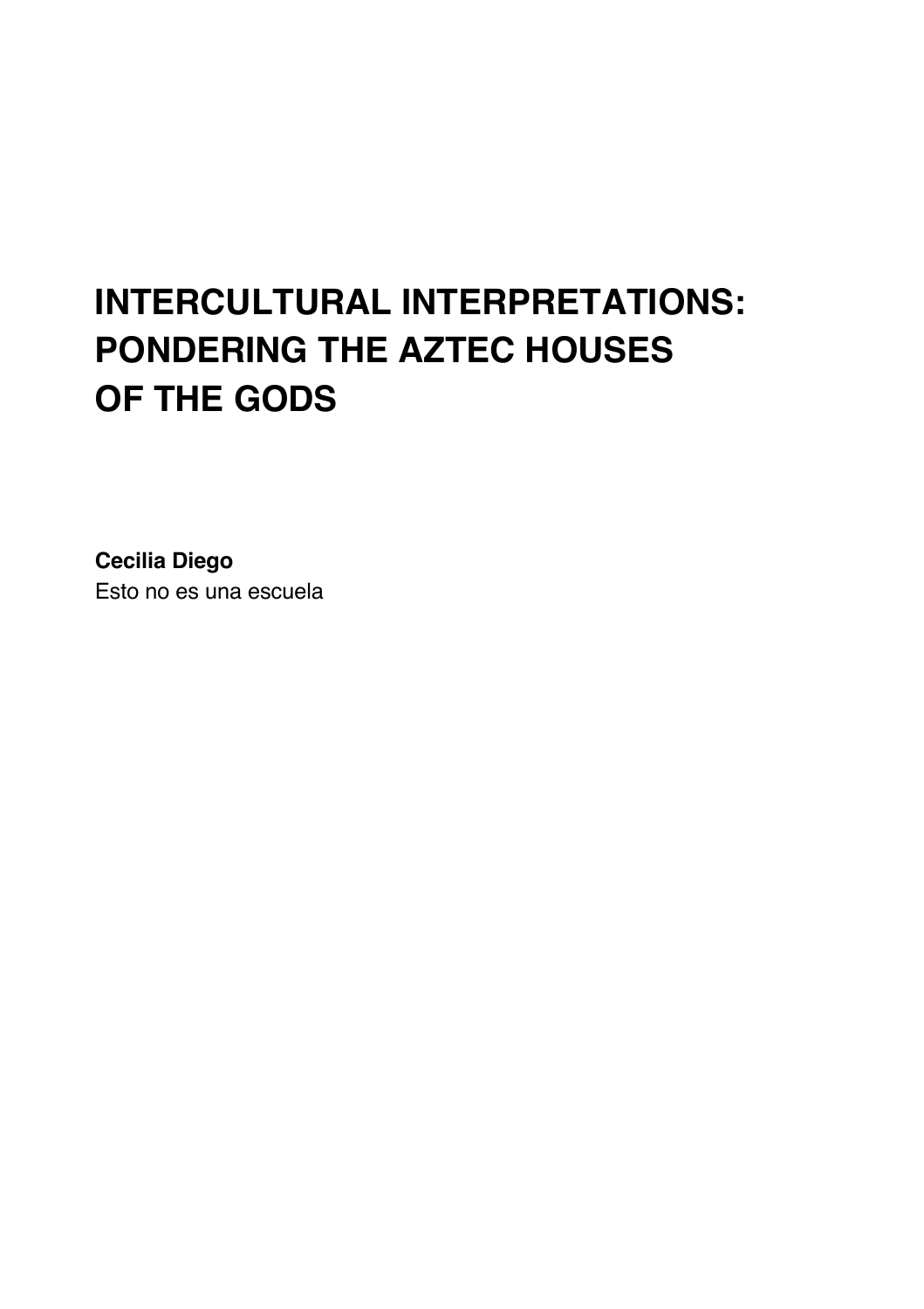# INTERCULTURAL INTERPRETATIONS: PONDERING THE AZTEC HOUSES OF THE GODS

**Cecilia Diego**
Esto no es una escuela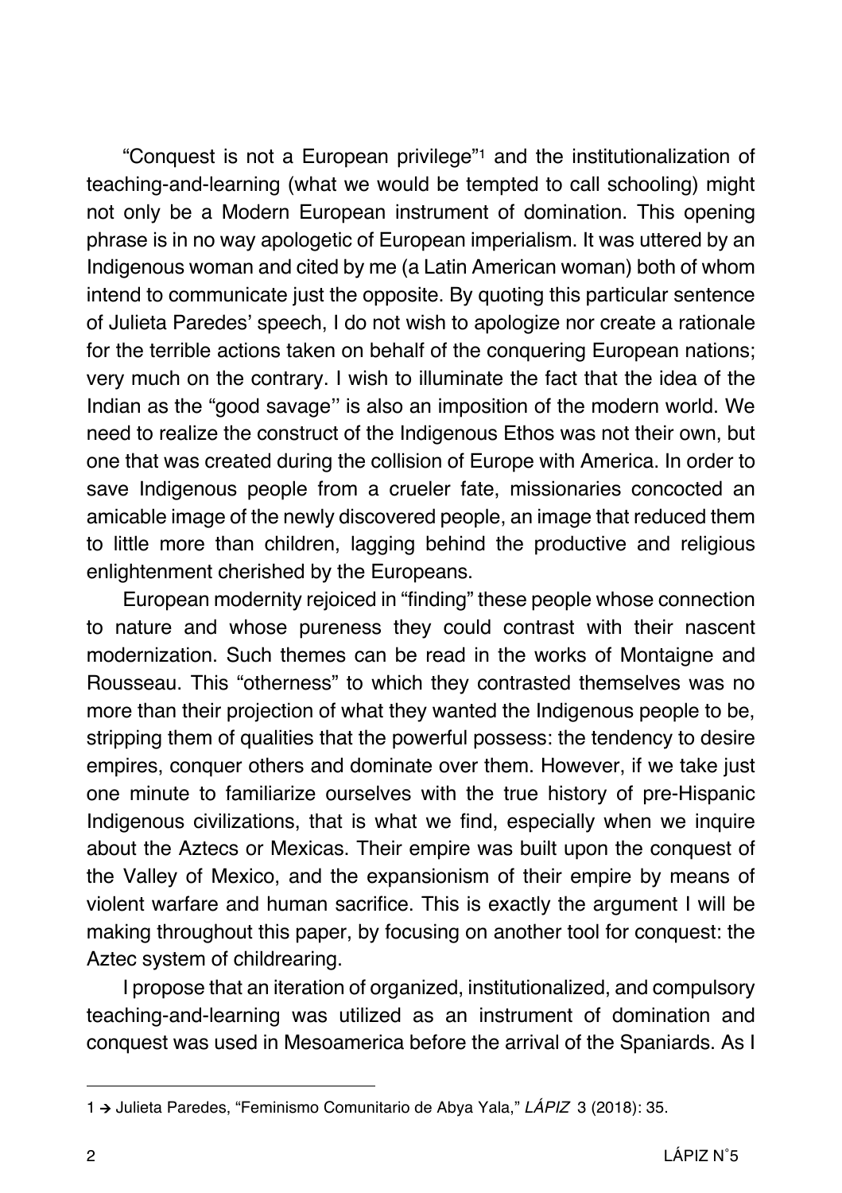"Conquest is not a European privilege"[1] and the institutionalization of teaching-and-learning (what we would be tempted to call schooling) might not only be a Modern European instrument of domination. This opening phrase is in no way apologetic of European imperialism. It was uttered by an Indigenous woman and cited by me (a Latin American woman) both of whom intend to communicate just the opposite. By quoting this particular sentence of Julieta Paredes' speech, I do not wish to apologize nor create a rationale for the terrible actions taken on behalf of the conquering European nations; very much on the contrary. I wish to illuminate the fact that the idea of the Indian as the "good savage'' is also an imposition of the modern world. We need to realize the construct of the Indigenous Ethos was not their own, but one that was created during the collision of Europe with America. In order to save Indigenous people from a crueler fate, missionaries concocted an amicable image of the newly discovered people, an image that reduced them to little more than children, lagging behind the productive and religious enlightenment cherished by the Europeans.

European modernity rejoiced in "finding" these people whose connection to nature and whose pureness they could contrast with their nascent modernization. Such themes can be read in the works of Montaigne and Rousseau. This "otherness" to which they contrasted themselves was no more than their projection of what they wanted the Indigenous people to be, stripping them of qualities that the powerful possess: the tendency to desire empires, conquer others and dominate over them. However, if we take just one minute to familiarize ourselves with the true history of pre-Hispanic Indigenous civilizations, that is what we find, especially when we inquire about the Aztecs or Mexicas. Their empire was built upon the conquest of the Valley of Mexico, and the expansionism of their empire by means of violent warfare and human sacrifice. This is exactly the argument I will be making throughout this paper, by focusing on another tool for conquest: the Aztec system of childrearing.

I propose that an iteration of organized, institutionalized, and compulsory teaching-and-learning was utilized as an instrument of domination and conquest was used in Mesoamerica before the arrival of the Spaniards. As I

---

1 → Julieta Paredes, "Feminismo Comunitario de Abya Yala," *LÁPIZ* 3 (2018): 35.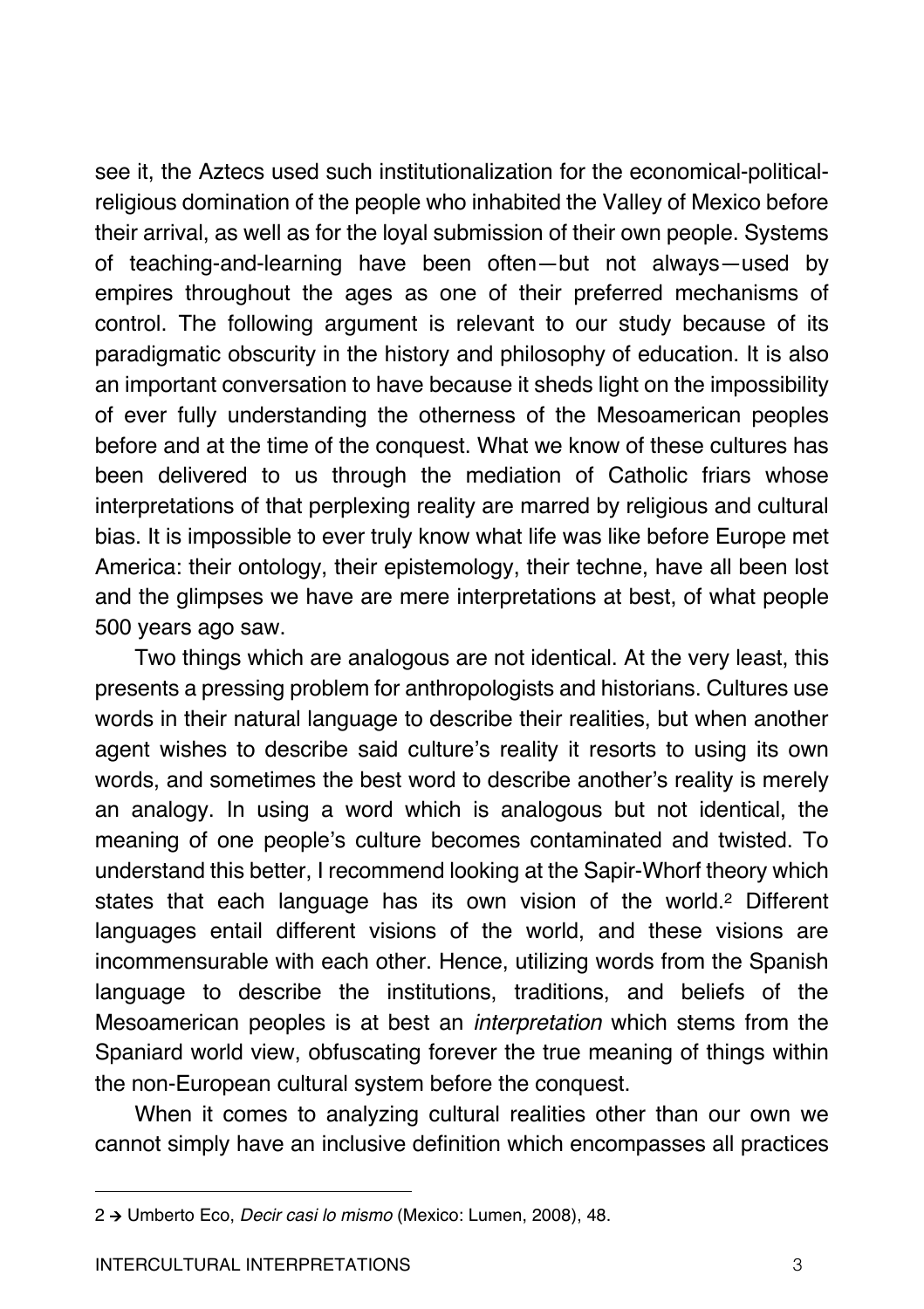see it, the Aztecs used such institutionalization for the economical-political-religious domination of the people who inhabited the Valley of Mexico before their arrival, as well as for the loyal submission of their own people. Systems of teaching-and-learning have been often—but not always—used by empires throughout the ages as one of their preferred mechanisms of control. The following argument is relevant to our study because of its paradigmatic obscurity in the history and philosophy of education. It is also an important conversation to have because it sheds light on the impossibility of ever fully understanding the otherness of the Mesoamerican peoples before and at the time of the conquest. What we know of these cultures has been delivered to us through the mediation of Catholic friars whose interpretations of that perplexing reality are marred by religious and cultural bias. It is impossible to ever truly know what life was like before Europe met America: their ontology, their epistemology, their techne, have all been lost and the glimpses we have are mere interpretations at best, of what people 500 years ago saw.

Two things which are analogous are not identical. At the very least, this presents a pressing problem for anthropologists and historians. Cultures use words in their natural language to describe their realities, but when another agent wishes to describe said culture's reality it resorts to using its own words, and sometimes the best word to describe another's reality is merely an analogy. In using a word which is analogous but not identical, the meaning of one people's culture becomes contaminated and twisted. To understand this better, I recommend looking at the Sapir-Whorf theory which states that each language has its own vision of the world.[2] Different languages entail different visions of the world, and these visions are incommensurable with each other. Hence, utilizing words from the Spanish language to describe the institutions, traditions, and beliefs of the Mesoamerican peoples is at best an *interpretation* which stems from the Spaniard world view, obfuscating forever the true meaning of things within the non-European cultural system before the conquest.

When it comes to analyzing cultural realities other than our own we cannot simply have an inclusive definition which encompasses all practices

2 → Umberto Eco, *Decir casi lo mismo* (Mexico: Lumen, 2008), 48.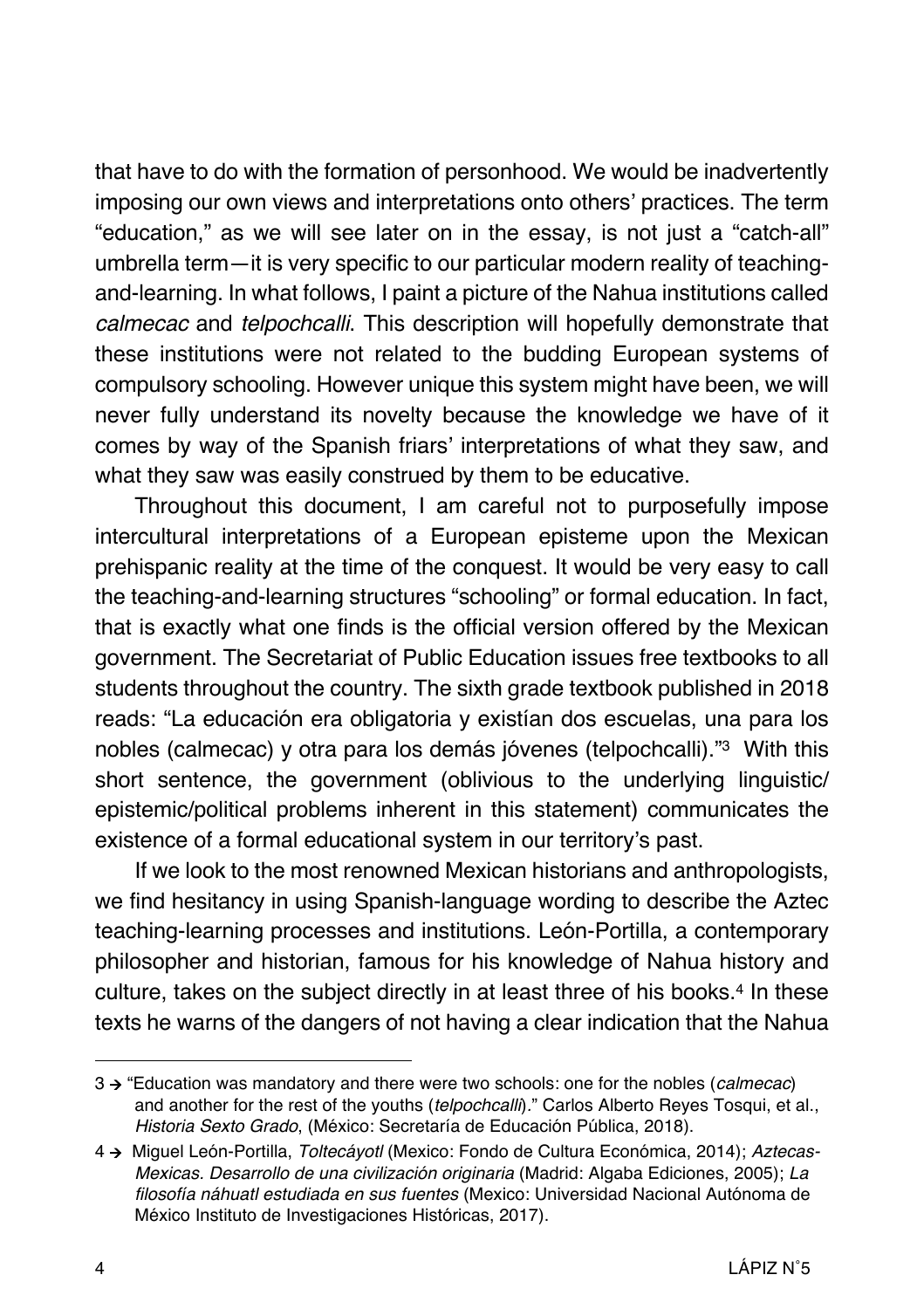that have to do with the formation of personhood. We would be inadvertently imposing our own views and interpretations onto others' practices. The term "education," as we will see later on in the essay, is not just a "catch-all" umbrella term—it is very specific to our particular modern reality of teaching-and-learning. In what follows, I paint a picture of the Nahua institutions called *calmecac* and *telpochcalli*. This description will hopefully demonstrate that these institutions were not related to the budding European systems of compulsory schooling. However unique this system might have been, we will never fully understand its novelty because the knowledge we have of it comes by way of the Spanish friars' interpretations of what they saw, and what they saw was easily construed by them to be educative.

Throughout this document, I am careful not to purposefully impose intercultural interpretations of a European episteme upon the Mexican prehispanic reality at the time of the conquest. It would be very easy to call the teaching-and-learning structures "schooling" or formal education. In fact, that is exactly what one finds is the official version offered by the Mexican government. The Secretariat of Public Education issues free textbooks to all students throughout the country. The sixth grade textbook published in 2018 reads: "La educación era obligatoria y existían dos escuelas, una para los nobles (calmecac) y otra para los demás jóvenes (telpochcalli)."[3] With this short sentence, the government (oblivious to the underlying linguistic/epistemic/political problems inherent in this statement) communicates the existence of a formal educational system in our territory's past.

If we look to the most renowned Mexican historians and anthropologists, we find hesitancy in using Spanish-language wording to describe the Aztec teaching-learning processes and institutions. León-Portilla, a contemporary philosopher and historian, famous for his knowledge of Nahua history and culture, takes on the subject directly in at least three of his books.[4] In these texts he warns of the dangers of not having a clear indication that the Nahua

---

3 → "Education was mandatory and there were two schools: one for the nobles (*calmecac*) and another for the rest of the youths (*telpochcalli*)." Carlos Alberto Reyes Tosqui, et al., *Historia Sexto Grado*, (México: Secretaría de Educación Pública, 2018).

4 → Miguel León-Portilla, *Toltecáyotl* (Mexico: Fondo de Cultura Económica, 2014); *Aztecas-Mexicas. Desarrollo de una civilización originaria* (Madrid: Algaba Ediciones, 2005); *La filosofía náhuatl estudiada en sus fuentes* (Mexico: Universidad Nacional Autónoma de México Instituto de Investigaciones Históricas, 2017).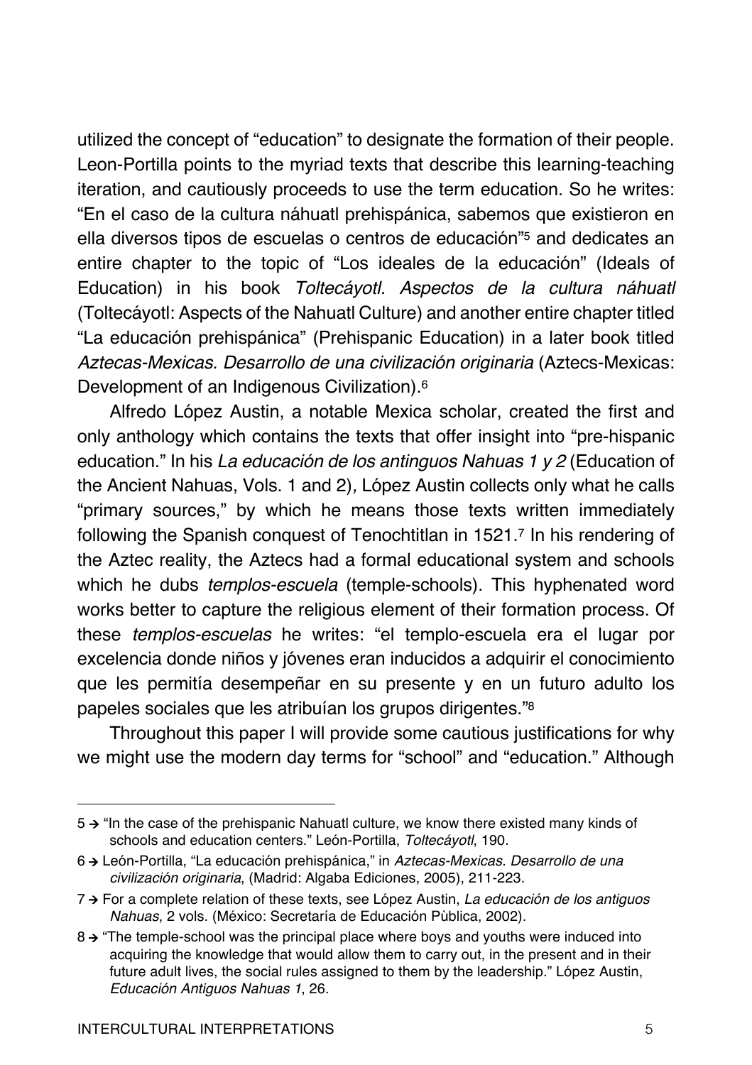utilized the concept of "education" to designate the formation of their people. Leon-Portilla points to the myriad texts that describe this learning-teaching iteration, and cautiously proceeds to use the term education. So he writes: "En el caso de la cultura náhuatl prehispánica, sabemos que existieron en ella diversos tipos de escuelas o centros de educación"[5] and dedicates an entire chapter to the topic of "Los ideales de la educación" (Ideals of Education) in his book *Toltecáyotl. Aspectos de la cultura náhuatl* (Toltecáyotl: Aspects of the Nahuatl Culture) and another entire chapter titled "La educación prehispánica" (Prehispanic Education) in a later book titled *Aztecas-Mexicas. Desarrollo de una civilización originaria* (Aztecs-Mexicas: Development of an Indigenous Civilization).[6]

Alfredo López Austin, a notable Mexica scholar, created the first and only anthology which contains the texts that offer insight into "pre-hispanic education." In his *La educación de los antinguos Nahuas 1 y 2* (Education of the Ancient Nahuas, Vols. 1 and 2), López Austin collects only what he calls "primary sources," by which he means those texts written immediately following the Spanish conquest of Tenochtitlan in 1521.[7] In his rendering of the Aztec reality, the Aztecs had a formal educational system and schools which he dubs *templos-escuela* (temple-schools). This hyphenated word works better to capture the religious element of their formation process. Of these *templos-escuelas* he writes: "el templo-escuela era el lugar por excelencia donde niños y jóvenes eran inducidos a adquirir el conocimiento que les permitía desempeñar en su presente y en un futuro adulto los papeles sociales que les atribuían los grupos dirigentes."[8]

Throughout this paper I will provide some cautious justifications for why we might use the modern day terms for "school" and "education." Although

---

5 → "In the case of the prehispanic Nahuatl culture, we know there existed many kinds of schools and education centers." León-Portilla, *Toltecáyotl*, 190.

6 → León-Portilla, "La educación prehispánica," in *Aztecas-Mexicas. Desarrollo de una civilización originaria*, (Madrid: Algaba Ediciones, 2005), 211-223.

7 → For a complete relation of these texts, see López Austin, *La educación de los antiguos Nahuas*, 2 vols. (México: Secretaría de Educación Pùblica, 2002).

8 → "The temple-school was the principal place where boys and youths were induced into acquiring the knowledge that would allow them to carry out, in the present and in their future adult lives, the social rules assigned to them by the leadership." López Austin, *Educación Antiguos Nahuas 1*, 26.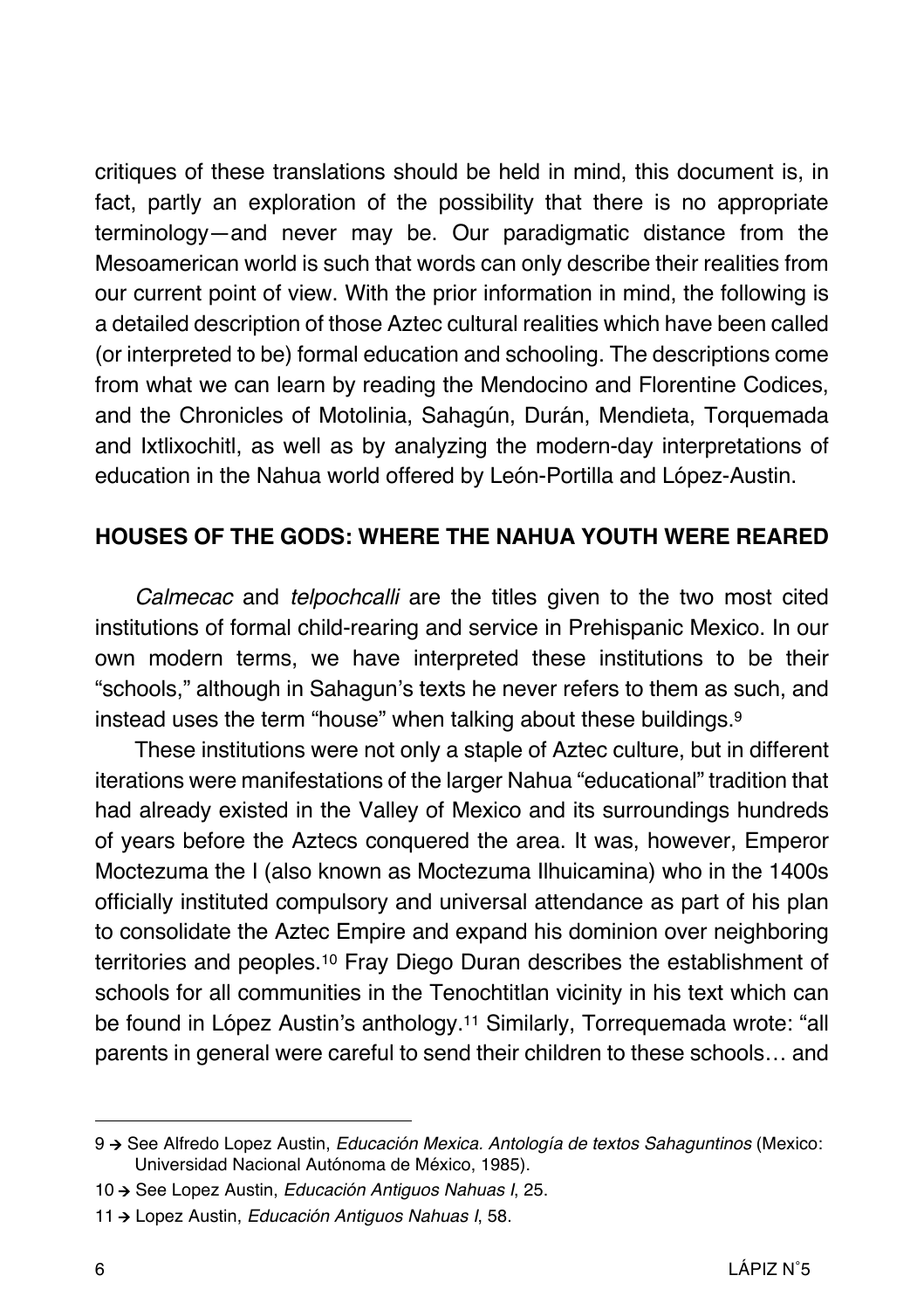critiques of these translations should be held in mind, this document is, in fact, partly an exploration of the possibility that there is no appropriate terminology—and never may be. Our paradigmatic distance from the Mesoamerican world is such that words can only describe their realities from our current point of view. With the prior information in mind, the following is a detailed description of those Aztec cultural realities which have been called (or interpreted to be) formal education and schooling. The descriptions come from what we can learn by reading the Mendocino and Florentine Codices, and the Chronicles of Motolinia, Sahagún, Durán, Mendieta, Torquemada and Ixtlixochitl, as well as by analyzing the modern-day interpretations of education in the Nahua world offered by León-Portilla and López-Austin.

## HOUSES OF THE GODS: WHERE THE NAHUA YOUTH WERE REARED

*Calmecac* and *telpochcalli* are the titles given to the two most cited institutions of formal child-rearing and service in Prehispanic Mexico. In our own modern terms, we have interpreted these institutions to be their "schools," although in Sahagun's texts he never refers to them as such, and instead uses the term "house" when talking about these buildings.[9]

These institutions were not only a staple of Aztec culture, but in different iterations were manifestations of the larger Nahua "educational" tradition that had already existed in the Valley of Mexico and its surroundings hundreds of years before the Aztecs conquered the area. It was, however, Emperor Moctezuma the I (also known as Moctezuma Ilhuicamina) who in the 1400s officially instituted compulsory and universal attendance as part of his plan to consolidate the Aztec Empire and expand his dominion over neighboring territories and peoples.[10] Fray Diego Duran describes the establishment of schools for all communities in the Tenochtitlan vicinity in his text which can be found in López Austin's anthology.[11] Similarly, Torrequemada wrote: "all parents in general were careful to send their children to these schools… and

---

9 → See Alfredo Lopez Austin, *Educación Mexica. Antología de textos Sahaguntinos* (Mexico: Universidad Nacional Autónoma de México, 1985).

10 → See Lopez Austin, *Educación Antiguos Nahuas I*, 25.

11 → Lopez Austin, *Educación Antiguos Nahuas I*, 58.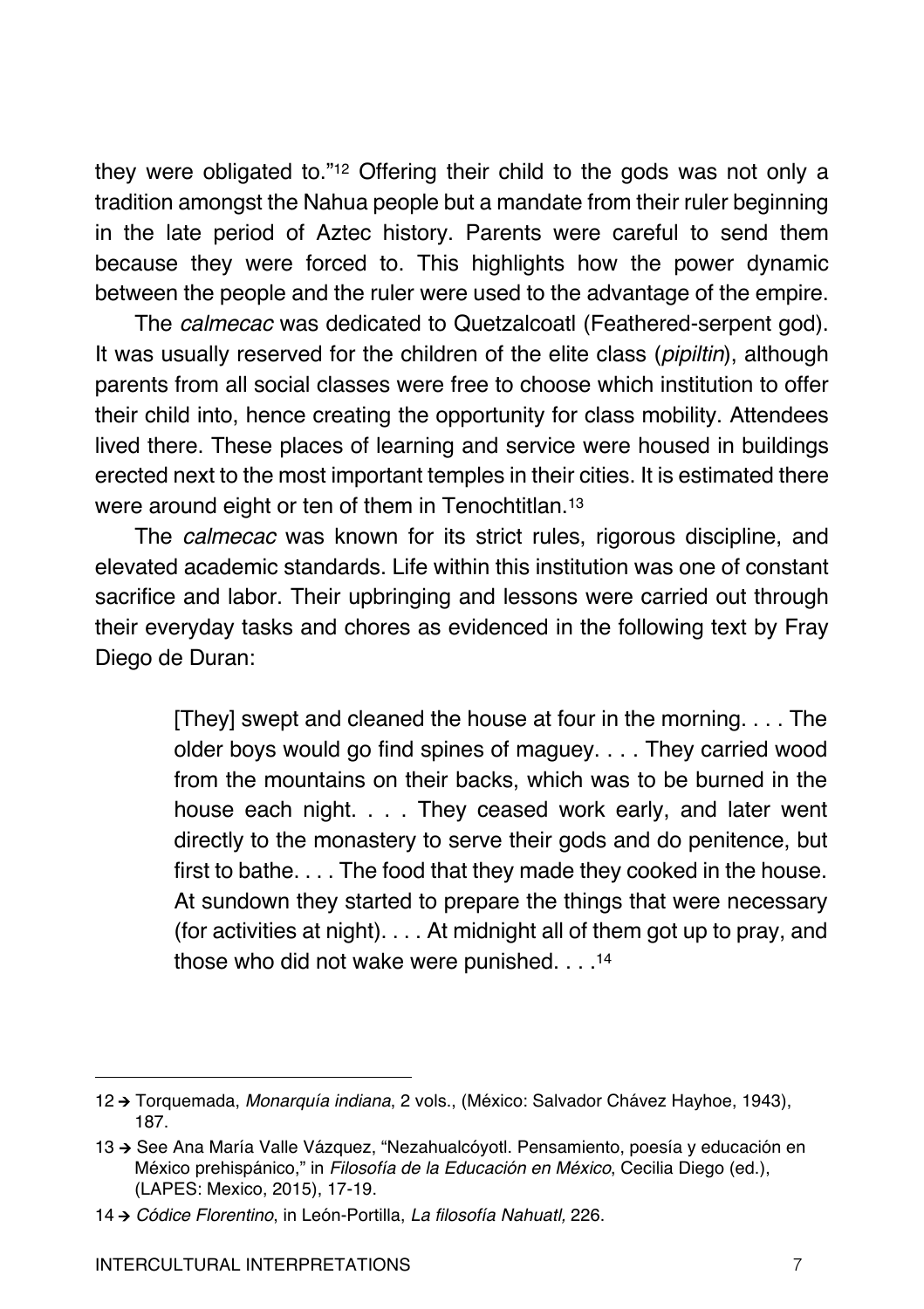they were obligated to."[12] Offering their child to the gods was not only a tradition amongst the Nahua people but a mandate from their ruler beginning in the late period of Aztec history. Parents were careful to send them because they were forced to. This highlights how the power dynamic between the people and the ruler were used to the advantage of the empire.

The *calmecac* was dedicated to Quetzalcoatl (Feathered-serpent god). It was usually reserved for the children of the elite class (*pipiltin*), although parents from all social classes were free to choose which institution to offer their child into, hence creating the opportunity for class mobility. Attendees lived there. These places of learning and service were housed in buildings erected next to the most important temples in their cities. It is estimated there were around eight or ten of them in Tenochtitlan.[13]

The *calmecac* was known for its strict rules, rigorous discipline, and elevated academic standards. Life within this institution was one of constant sacrifice and labor. Their upbringing and lessons were carried out through their everyday tasks and chores as evidenced in the following text by Fray Diego de Duran:

> [They] swept and cleaned the house at four in the morning. . . . The older boys would go find spines of maguey. . . . They carried wood from the mountains on their backs, which was to be burned in the house each night. . . . They ceased work early, and later went directly to the monastery to serve their gods and do penitence, but first to bathe. . . . The food that they made they cooked in the house. At sundown they started to prepare the things that were necessary (for activities at night). . . . At midnight all of them got up to pray, and those who did not wake were punished. . . .[14]

---

12 → Torquemada, *Monarquía indiana*, 2 vols., (México: Salvador Chávez Hayhoe, 1943), 187.

13 → See Ana María Valle Vázquez, "Nezahualcóyotl. Pensamiento, poesía y educación en México prehispánico," in *Filosofía de la Educación en México*, Cecilia Diego (ed.), (LAPES: Mexico, 2015), 17-19.

14 → *Códice Florentino*, in León-Portilla, *La filosofía Nahuatl,* 226.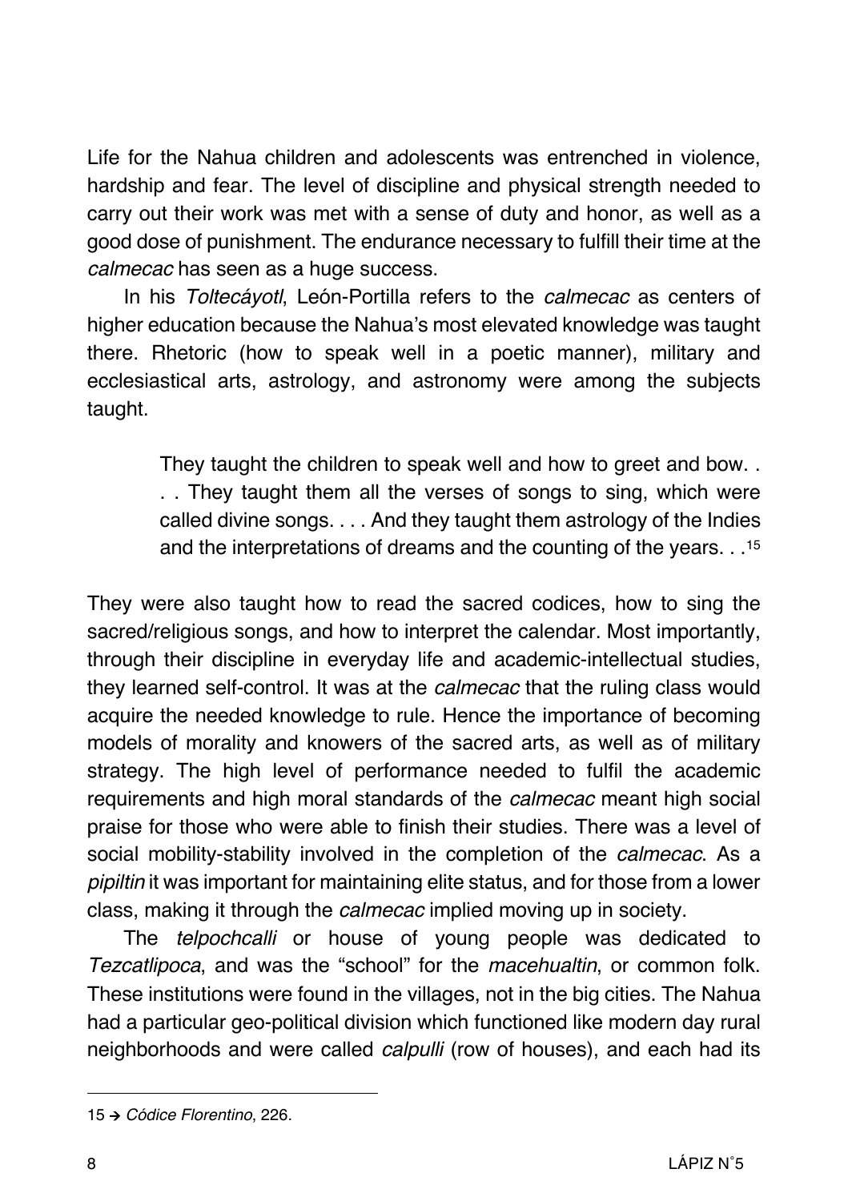Life for the Nahua children and adolescents was entrenched in violence, hardship and fear. The level of discipline and physical strength needed to carry out their work was met with a sense of duty and honor, as well as a good dose of punishment. The endurance necessary to fulfill their time at the *calmecac* has seen as a huge success.

In his *Toltecáyotl*, León-Portilla refers to the *calmecac* as centers of higher education because the Nahua's most elevated knowledge was taught there. Rhetoric (how to speak well in a poetic manner), military and ecclesiastical arts, astrology, and astronomy were among the subjects taught.

> They taught the children to speak well and how to greet and bow. . . . They taught them all the verses of songs to sing, which were called divine songs. . . . And they taught them astrology of the Indies and the interpretations of dreams and the counting of the years. . .[15]

They were also taught how to read the sacred codices, how to sing the sacred/religious songs, and how to interpret the calendar. Most importantly, through their discipline in everyday life and academic-intellectual studies, they learned self-control. It was at the *calmecac* that the ruling class would acquire the needed knowledge to rule. Hence the importance of becoming models of morality and knowers of the sacred arts, as well as of military strategy. The high level of performance needed to fulfil the academic requirements and high moral standards of the *calmecac* meant high social praise for those who were able to finish their studies. There was a level of social mobility-stability involved in the completion of the *calmecac*. As a *pipiltin* it was important for maintaining elite status, and for those from a lower class, making it through the *calmecac* implied moving up in society.

The *telpochcalli* or house of young people was dedicated to *Tezcatlipoca*, and was the "school" for the *macehualtin*, or common folk. These institutions were found in the villages, not in the big cities. The Nahua had a particular geo-political division which functioned like modern day rural neighborhoods and were called *calpulli* (row of houses), and each had its

---

15 → *Códice Florentino*, 226.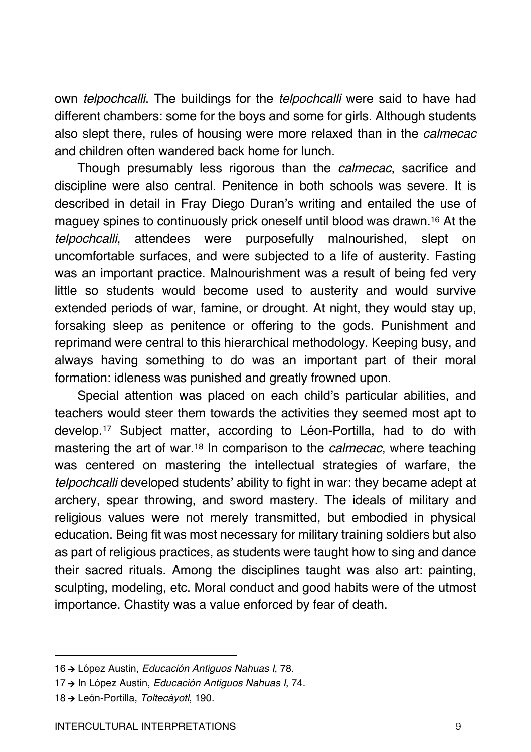own *telpochcalli*. The buildings for the *telpochcalli* were said to have had different chambers: some for the boys and some for girls. Although students also slept there, rules of housing were more relaxed than in the *calmecac* and children often wandered back home for lunch.

Though presumably less rigorous than the *calmecac*, sacrifice and discipline were also central. Penitence in both schools was severe. It is described in detail in Fray Diego Duran's writing and entailed the use of maguey spines to continuously prick oneself until blood was drawn.[16] At the *telpochcalli*, attendees were purposefully malnourished, slept on uncomfortable surfaces, and were subjected to a life of austerity. Fasting was an important practice. Malnourishment was a result of being fed very little so students would become used to austerity and would survive extended periods of war, famine, or drought. At night, they would stay up, forsaking sleep as penitence or offering to the gods. Punishment and reprimand were central to this hierarchical methodology. Keeping busy, and always having something to do was an important part of their moral formation: idleness was punished and greatly frowned upon.

Special attention was placed on each child's particular abilities, and teachers would steer them towards the activities they seemed most apt to develop.[17] Subject matter, according to Léon-Portilla, had to do with mastering the art of war.[18] In comparison to the *calmecac*, where teaching was centered on mastering the intellectual strategies of warfare, the *telpochcalli* developed students' ability to fight in war: they became adept at archery, spear throwing, and sword mastery. The ideals of military and religious values were not merely transmitted, but embodied in physical education. Being fit was most necessary for military training soldiers but also as part of religious practices, as students were taught how to sing and dance their sacred rituals. Among the disciplines taught was also art: painting, sculpting, modeling, etc. Moral conduct and good habits were of the utmost importance. Chastity was a value enforced by fear of death.

---

16 → López Austin, *Educación Antiguos Nahuas I*, 78.

17 → In López Austin, *Educación Antiguos Nahuas I*, 74.

18 → León-Portilla, *Toltecáyotl*, 190.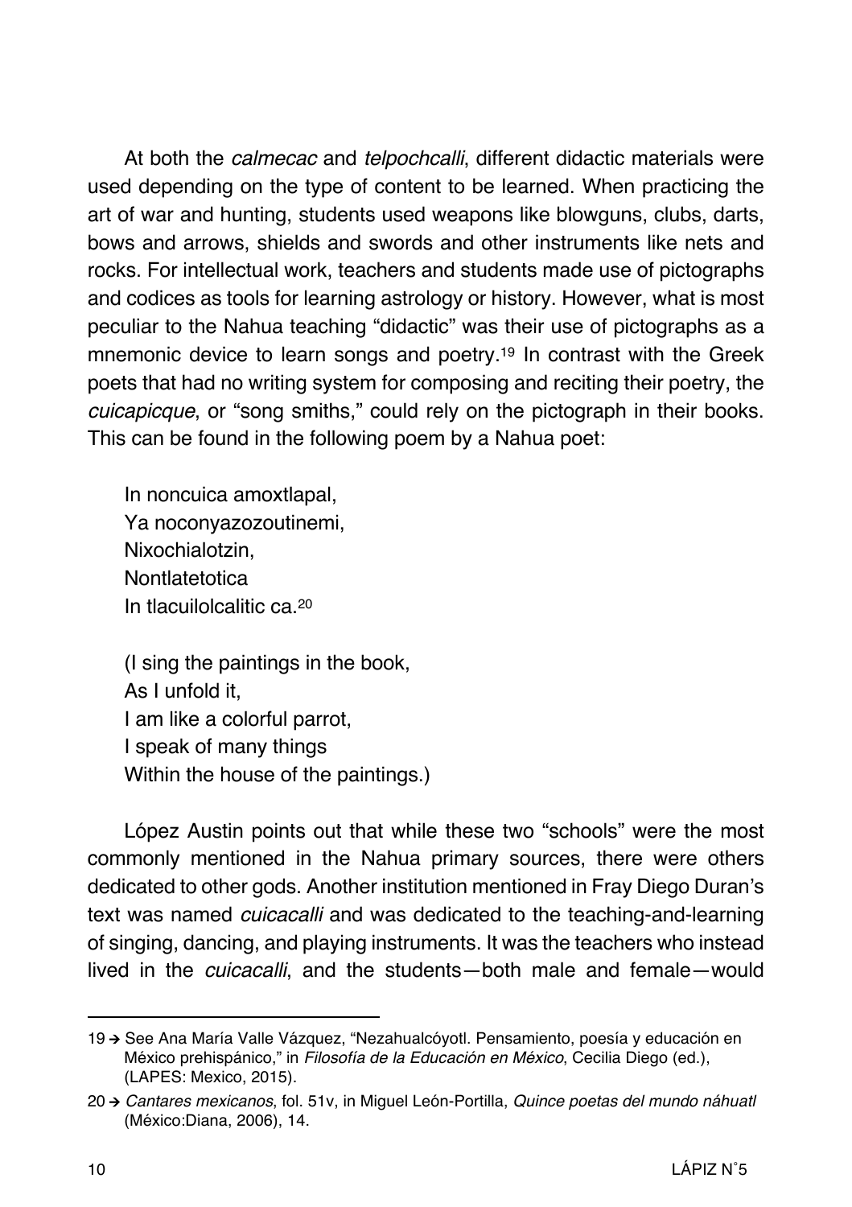At both the *calmecac* and *telpochcalli*, different didactic materials were used depending on the type of content to be learned. When practicing the art of war and hunting, students used weapons like blowguns, clubs, darts, bows and arrows, shields and swords and other instruments like nets and rocks. For intellectual work, teachers and students made use of pictographs and codices as tools for learning astrology or history. However, what is most peculiar to the Nahua teaching "didactic" was their use of pictographs as a mnemonic device to learn songs and poetry.[19] In contrast with the Greek poets that had no writing system for composing and reciting their poetry, the *cuicapicque*, or "song smiths," could rely on the pictograph in their books. This can be found in the following poem by a Nahua poet:

> In noncuica amoxtlapal,
> Ya noconyazozoutinemi,
> Nixochialotzin,
> Nontlatetotica
> In tlacuilolcalitic ca.[20]
>
> (I sing the paintings in the book,
> As I unfold it,
> I am like a colorful parrot,
> I speak of many things
> Within the house of the paintings.)

López Austin points out that while these two "schools" were the most commonly mentioned in the Nahua primary sources, there were others dedicated to other gods. Another institution mentioned in Fray Diego Duran's text was named *cuicacalli* and was dedicated to the teaching-and-learning of singing, dancing, and playing instruments. It was the teachers who instead lived in the *cuicacalli*, and the students—both male and female—would

---

19 → See Ana María Valle Vázquez, "Nezahualcóyotl. Pensamiento, poesía y educación en México prehispánico," in *Filosofía de la Educación en México*, Cecilia Diego (ed.), (LAPES: Mexico, 2015).

20 → *Cantares mexicanos*, fol. 51v, in Miguel León-Portilla, *Quince poetas del mundo náhuatl* (México:Diana, 2006), 14.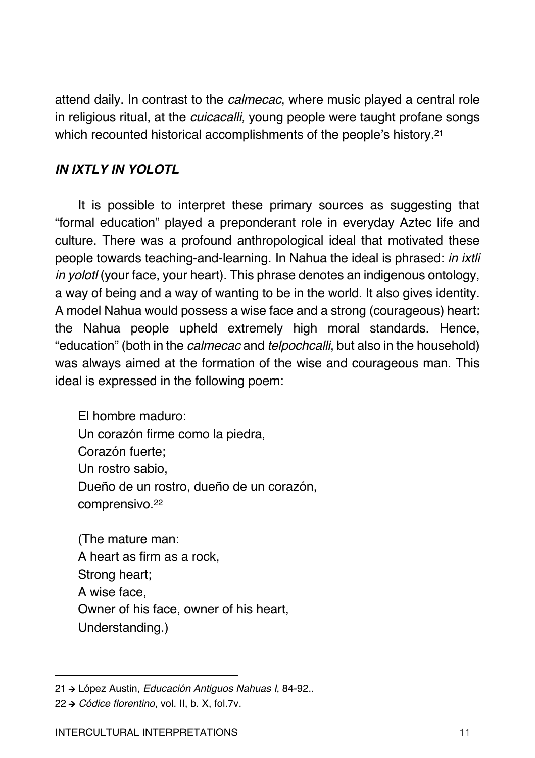attend daily. In contrast to the *calmecac*, where music played a central role in religious ritual, at the *cuicacalli,* young people were taught profane songs which recounted historical accomplishments of the people's history.[21]

### *IN IXTLY IN YOLOTL*

It is possible to interpret these primary sources as suggesting that "formal education" played a preponderant role in everyday Aztec life and culture. There was a profound anthropological ideal that motivated these people towards teaching-and-learning. In Nahua the ideal is phrased: *in ixtli in yolotl* (your face, your heart). This phrase denotes an indigenous ontology, a way of being and a way of wanting to be in the world. It also gives identity. A model Nahua would possess a wise face and a strong (courageous) heart: the Nahua people upheld extremely high moral standards. Hence, "education" (both in the *calmecac* and *telpochcalli*, but also in the household) was always aimed at the formation of the wise and courageous man. This ideal is expressed in the following poem:

> El hombre maduro:
> Un corazón firme como la piedra,
> Corazón fuerte;
> Un rostro sabio,
> Dueño de un rostro, dueño de un corazón,
> comprensivo.[22]
>
> (The mature man:
> A heart as firm as a rock,
> Strong heart;
> A wise face,
> Owner of his face, owner of his heart,
> Understanding.)

---

21 → López Austin, *Educación Antiguos Nahuas I*, 84-92..

22 → *Códice florentino*, vol. II, b. X, fol.7v.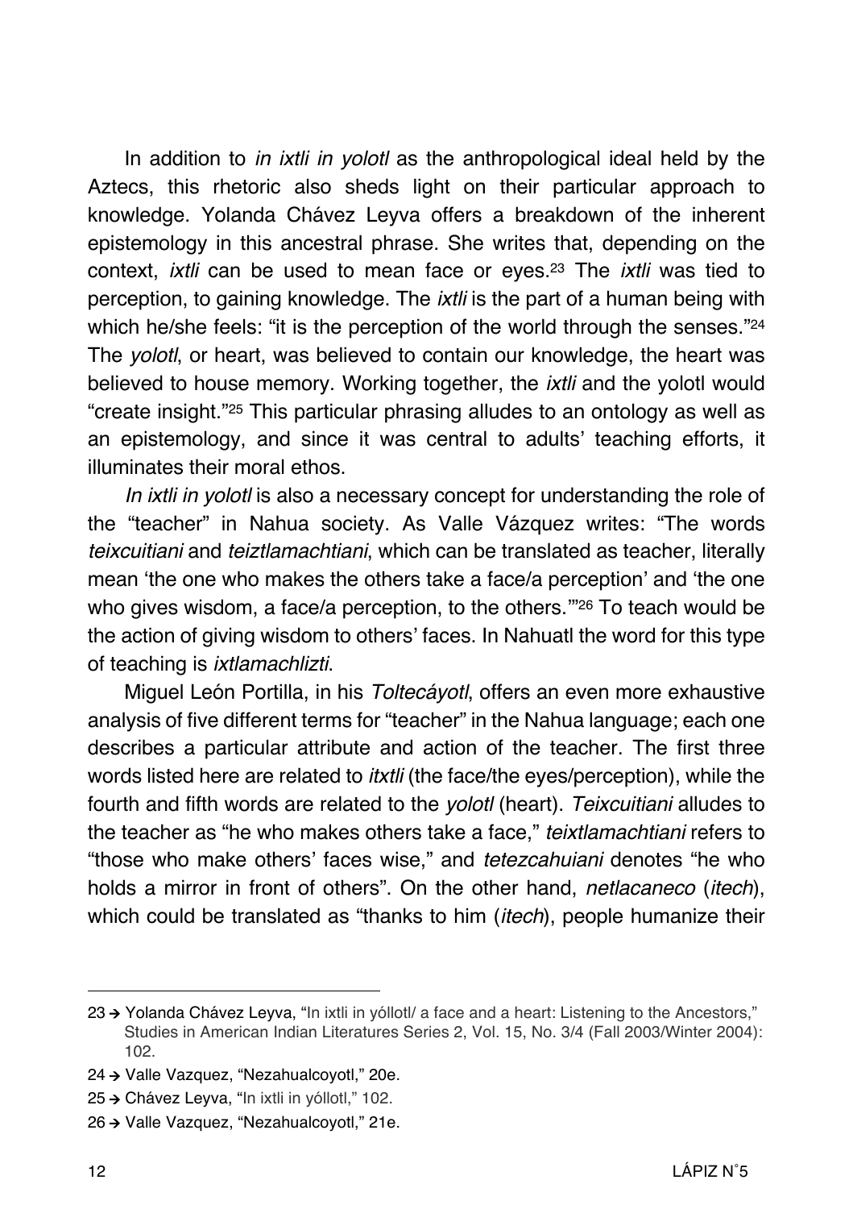In addition to *in ixtli in yolotl* as the anthropological ideal held by the Aztecs, this rhetoric also sheds light on their particular approach to knowledge. Yolanda Chávez Leyva offers a breakdown of the inherent epistemology in this ancestral phrase. She writes that, depending on the context, *ixtli* can be used to mean face or eyes.[23] The *ixtli* was tied to perception, to gaining knowledge. The *ixtli* is the part of a human being with which he/she feels: "it is the perception of the world through the senses."[24] The *yolotl*, or heart, was believed to contain our knowledge, the heart was believed to house memory. Working together, the *ixtli* and the yolotl would "create insight."[25] This particular phrasing alludes to an ontology as well as an epistemology, and since it was central to adults' teaching efforts, it illuminates their moral ethos.

*In ixtli in yolotl* is also a necessary concept for understanding the role of the "teacher" in Nahua society. As Valle Vázquez writes: "The words *teixcuitiani* and *teiztlamachtiani*, which can be translated as teacher, literally mean 'the one who makes the others take a face/a perception' and 'the one who gives wisdom, a face/a perception, to the others.'"[26] To teach would be the action of giving wisdom to others' faces. In Nahuatl the word for this type of teaching is *ixtlamachlizti*.

Miguel León Portilla, in his *Toltecáyotl*, offers an even more exhaustive analysis of five different terms for "teacher" in the Nahua language; each one describes a particular attribute and action of the teacher. The first three words listed here are related to *itxtli* (the face/the eyes/perception), while the fourth and fifth words are related to the *yolotl* (heart). *Teixcuitiani* alludes to the teacher as "he who makes others take a face," *teixtlamachtiani* refers to "those who make others' faces wise," and *tetezcahuiani* denotes "he who holds a mirror in front of others". On the other hand, *netlacaneco* (*itech*), which could be translated as "thanks to him (*itech*), people humanize their

---

23 → Yolanda Chávez Leyva, "In ixtli in yóllotl/ a face and a heart: Listening to the Ancestors," Studies in American Indian Literatures Series 2, Vol. 15, No. 3/4 (Fall 2003/Winter 2004): 102.

24 → Valle Vazquez, "Nezahualcoyotl," 20e.

25 → Chávez Leyva, "In ixtli in yóllotl," 102.

26 → Valle Vazquez, "Nezahualcoyotl," 21e.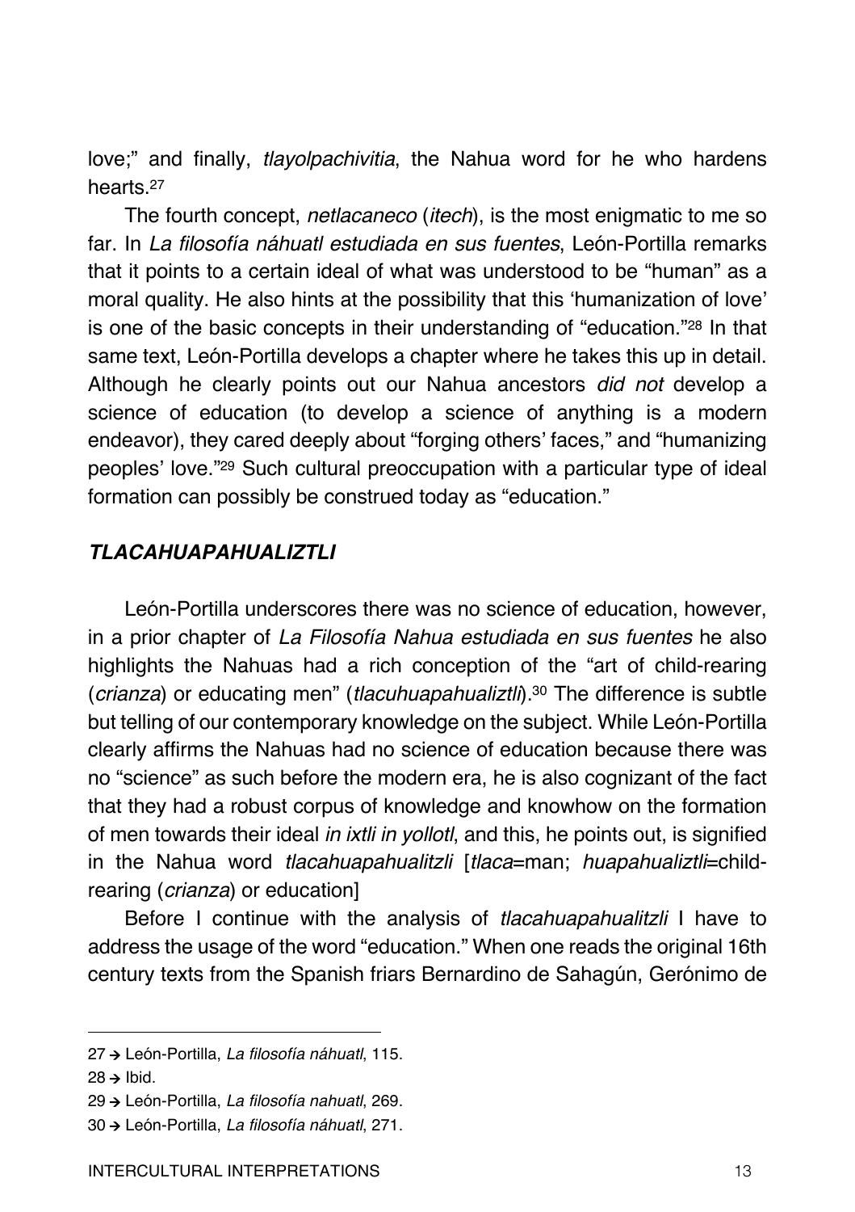love;" and finally, *tlayolpachivitia*, the Nahua word for he who hardens hearts.[27]

The fourth concept, *netlacaneco* (*itech*), is the most enigmatic to me so far. In *La filosofía náhuatl estudiada en sus fuentes*, León-Portilla remarks that it points to a certain ideal of what was understood to be "human" as a moral quality. He also hints at the possibility that this 'humanization of love' is one of the basic concepts in their understanding of "education."[28] In that same text, León-Portilla develops a chapter where he takes this up in detail. Although he clearly points out our Nahua ancestors *did not* develop a science of education (to develop a science of anything is a modern endeavor), they cared deeply about "forging others' faces," and "humanizing peoples' love."[29] Such cultural preoccupation with a particular type of ideal formation can possibly be construed today as "education."

### *TLACAHUAPAHUALIZTLI*

León-Portilla underscores there was no science of education, however, in a prior chapter of *La Filosofía Nahua estudiada en sus fuentes* he also highlights the Nahuas had a rich conception of the "art of child-rearing (*crianza*) or educating men" (*tlacuhuapahualiztli*).[30] The difference is subtle but telling of our contemporary knowledge on the subject. While León-Portilla clearly affirms the Nahuas had no science of education because there was no "science" as such before the modern era, he is also cognizant of the fact that they had a robust corpus of knowledge and knowhow on the formation of men towards their ideal *in ixtli in yollotl*, and this, he points out, is signified in the Nahua word *tlacahuapahualitzli* [*tlaca*=man; *huapahualiztli*=child-rearing (*crianza*) or education]

Before I continue with the analysis of *tlacahuapahualitzli* I have to address the usage of the word "education." When one reads the original 16th century texts from the Spanish friars Bernardino de Sahagún, Gerónimo de

---

27 → León-Portilla, *La filosofía náhuatl*, 115.

28 → Ibid.

29 → León-Portilla, *La filosofía nahuatl*, 269.

30 → León-Portilla, *La filosofía náhuatl*, 271.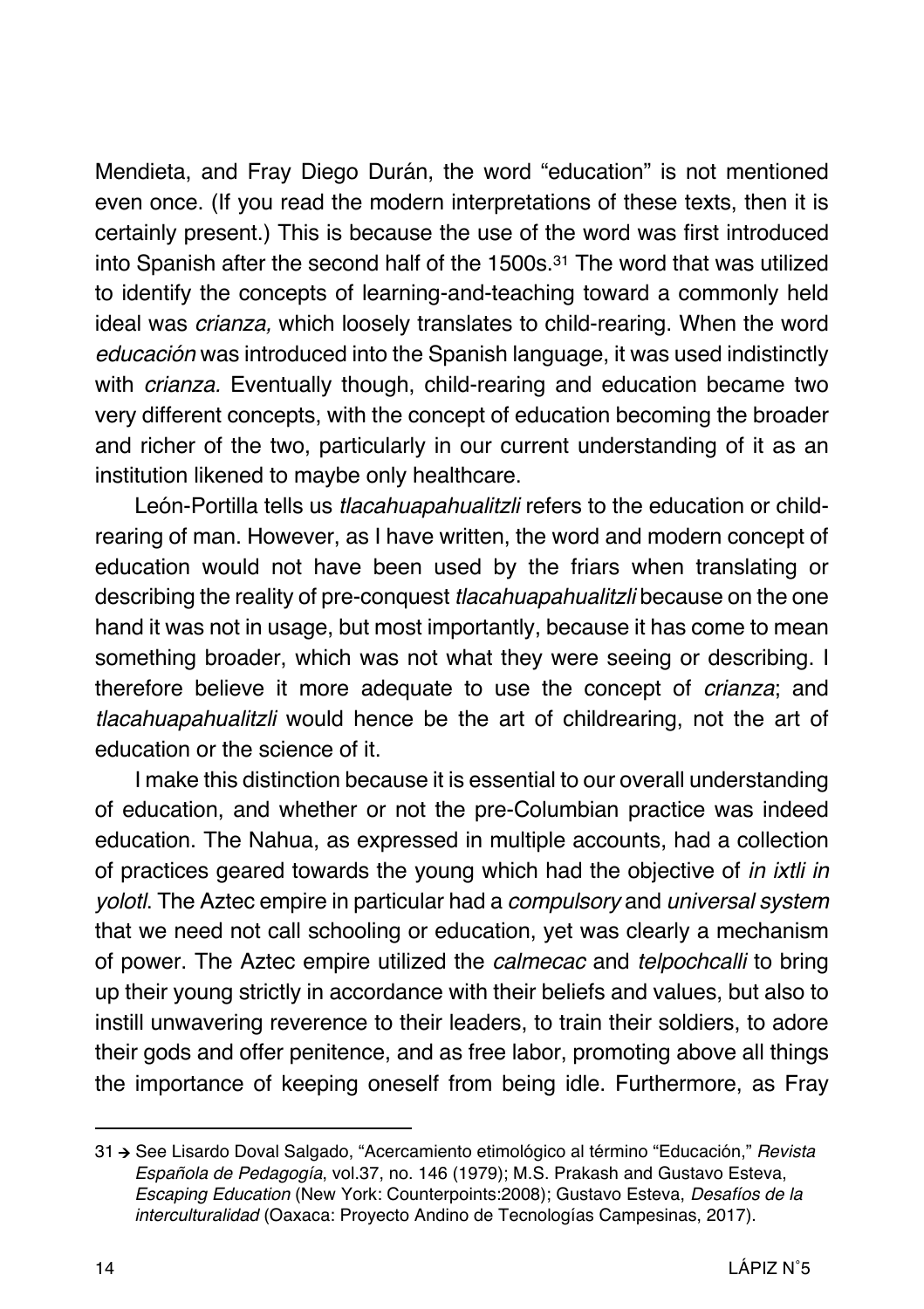Mendieta, and Fray Diego Durán, the word "education" is not mentioned even once. (If you read the modern interpretations of these texts, then it is certainly present.) This is because the use of the word was first introduced into Spanish after the second half of the 1500s.[31] The word that was utilized to identify the concepts of learning-and-teaching toward a commonly held ideal was *crianza,* which loosely translates to child-rearing. When the word *educación* was introduced into the Spanish language, it was used indistinctly with *crianza.* Eventually though, child-rearing and education became two very different concepts, with the concept of education becoming the broader and richer of the two, particularly in our current understanding of it as an institution likened to maybe only healthcare.

León-Portilla tells us *tlacahuapahualitzli* refers to the education or child-rearing of man. However, as I have written, the word and modern concept of education would not have been used by the friars when translating or describing the reality of pre-conquest *tlacahuapahualitzli* because on the one hand it was not in usage, but most importantly, because it has come to mean something broader, which was not what they were seeing or describing. I therefore believe it more adequate to use the concept of *crianza*; and *tlacahuapahualitzli* would hence be the art of childrearing, not the art of education or the science of it.

I make this distinction because it is essential to our overall understanding of education, and whether or not the pre-Columbian practice was indeed education. The Nahua, as expressed in multiple accounts, had a collection of practices geared towards the young which had the objective of *in ixtli in yolotl*. The Aztec empire in particular had a *compulsory* and *universal system* that we need not call schooling or education, yet was clearly a mechanism of power. The Aztec empire utilized the *calmecac* and *telpochcalli* to bring up their young strictly in accordance with their beliefs and values, but also to instill unwavering reverence to their leaders, to train their soldiers, to adore their gods and offer penitence, and as free labor, promoting above all things the importance of keeping oneself from being idle. Furthermore, as Fray

---

31 → See Lisardo Doval Salgado, "Acercamiento etimológico al término "Educación," *Revista Española de Pedagogía*, vol.37, no. 146 (1979); M.S. Prakash and Gustavo Esteva, *Escaping Education* (New York: Counterpoints:2008); Gustavo Esteva, *Desafíos de la interculturalidad* (Oaxaca: Proyecto Andino de Tecnologías Campesinas, 2017).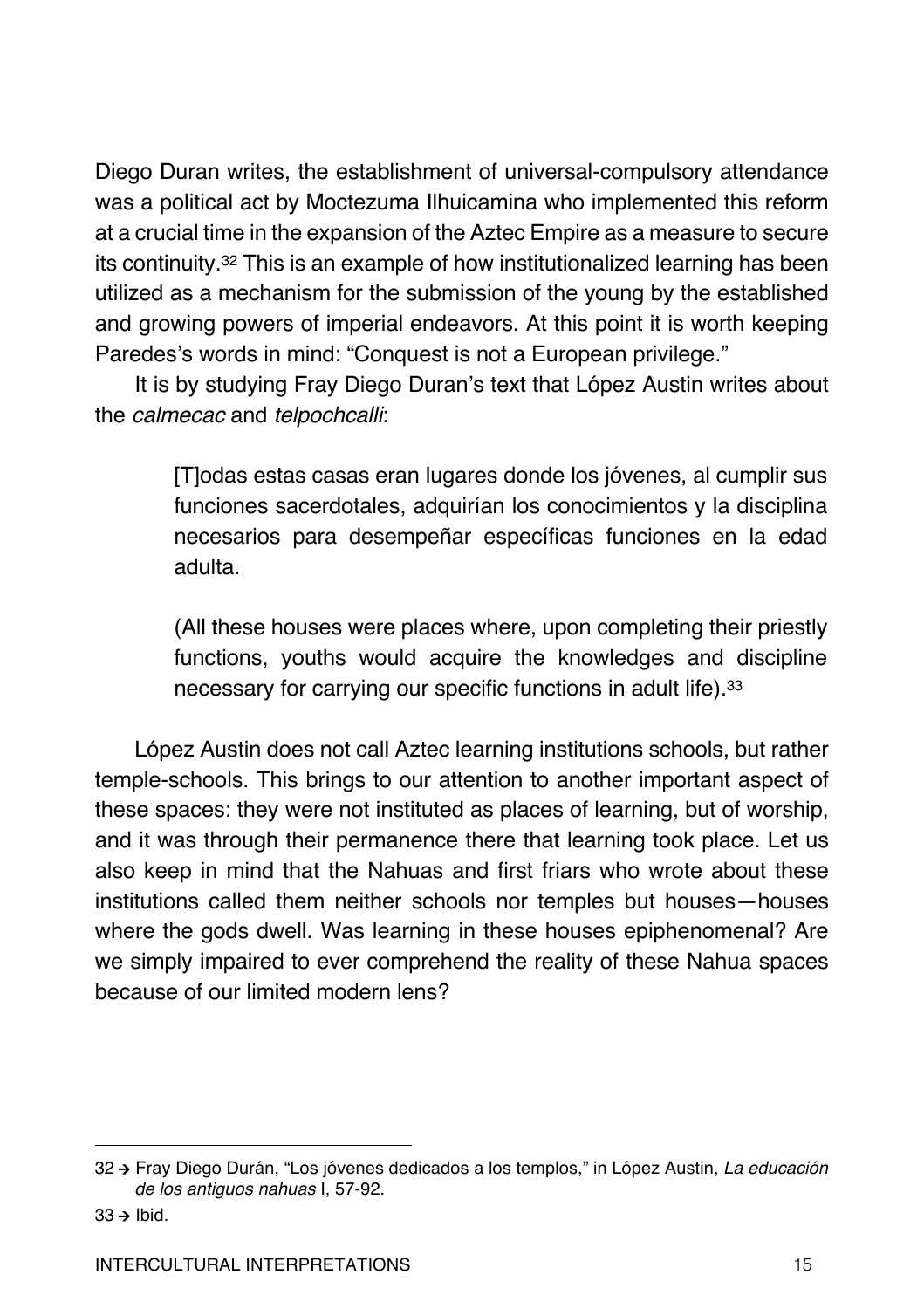Diego Duran writes, the establishment of universal-compulsory attendance was a political act by Moctezuma Ilhuicamina who implemented this reform at a crucial time in the expansion of the Aztec Empire as a measure to secure its continuity.[32] This is an example of how institutionalized learning has been utilized as a mechanism for the submission of the young by the established and growing powers of imperial endeavors. At this point it is worth keeping Paredes's words in mind: "Conquest is not a European privilege."

It is by studying Fray Diego Duran's text that López Austin writes about the *calmecac* and *telpochcalli*:

> [T]odas estas casas eran lugares donde los jóvenes, al cumplir sus funciones sacerdotales, adquirían los conocimientos y la disciplina necesarios para desempeñar específicas funciones en la edad adulta.
>
> (All these houses were places where, upon completing their priestly functions, youths would acquire the knowledges and discipline necessary for carrying our specific functions in adult life).[33]

López Austin does not call Aztec learning institutions schools, but rather temple-schools. This brings to our attention to another important aspect of these spaces: they were not instituted as places of learning, but of worship, and it was through their permanence there that learning took place. Let us also keep in mind that the Nahuas and first friars who wrote about these institutions called them neither schools nor temples but houses—houses where the gods dwell. Was learning in these houses epiphenomenal? Are we simply impaired to ever comprehend the reality of these Nahua spaces because of our limited modern lens?

---

32 → Fray Diego Durán, "Los jóvenes dedicados a los templos," in López Austin, *La educación de los antiguos nahuas* I, 57-92.

33 → Ibid.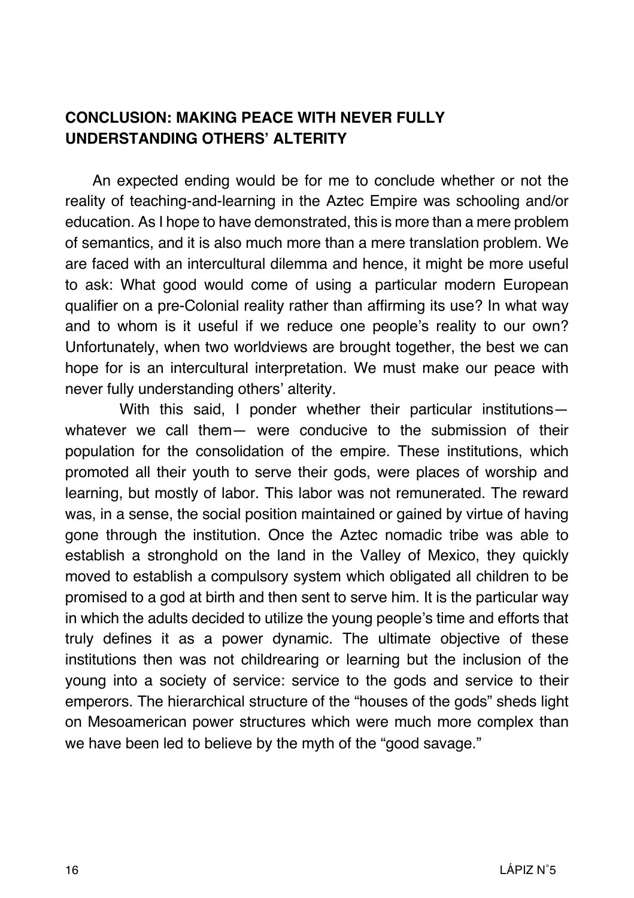## CONCLUSION: MAKING PEACE WITH NEVER FULLY UNDERSTANDING OTHERS' ALTERITY

An expected ending would be for me to conclude whether or not the reality of teaching-and-learning in the Aztec Empire was schooling and/or education. As I hope to have demonstrated, this is more than a mere problem of semantics, and it is also much more than a mere translation problem. We are faced with an intercultural dilemma and hence, it might be more useful to ask: What good would come of using a particular modern European qualifier on a pre-Colonial reality rather than affirming its use? In what way and to whom is it useful if we reduce one people's reality to our own? Unfortunately, when two worldviews are brought together, the best we can hope for is an intercultural interpretation. We must make our peace with never fully understanding others' alterity.

With this said, I ponder whether their particular institutions—whatever we call them— were conducive to the submission of their population for the consolidation of the empire. These institutions, which promoted all their youth to serve their gods, were places of worship and learning, but mostly of labor. This labor was not remunerated. The reward was, in a sense, the social position maintained or gained by virtue of having gone through the institution. Once the Aztec nomadic tribe was able to establish a stronghold on the land in the Valley of Mexico, they quickly moved to establish a compulsory system which obligated all children to be promised to a god at birth and then sent to serve him. It is the particular way in which the adults decided to utilize the young people's time and efforts that truly defines it as a power dynamic. The ultimate objective of these institutions then was not childrearing or learning but the inclusion of the young into a society of service: service to the gods and service to their emperors. The hierarchical structure of the "houses of the gods" sheds light on Mesoamerican power structures which were much more complex than we have been led to believe by the myth of the "good savage."